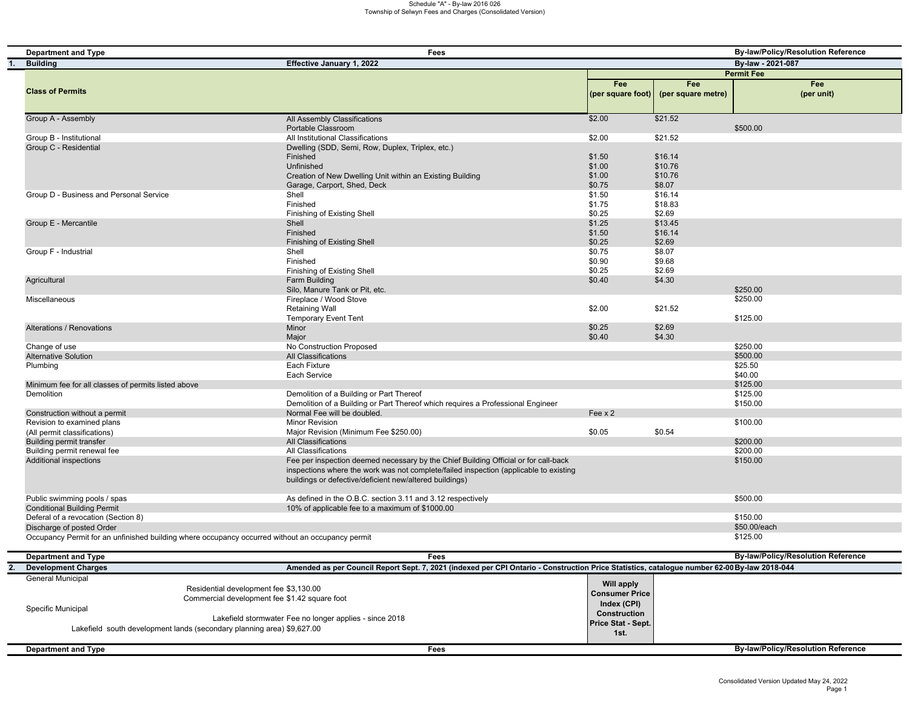Schedule "A" - By-law 2016 026
Township of Selwyn Fees and Charges (Consolidated Version)

| | Department and Type | Fees | | | | By-law/Policy/Resolution Reference |
|---|---|---|---|---|---|---|
| 1. | **Building** | **Effective January 1, 2022** | | | | **By-law - 2021-087** |

| Class of Permits | | Permit Fee | | |
|---|---|---|---|---|
| | | Fee (per square foot) | Fee (per square metre) | Fee (per unit) |
| Group A - Assembly | All Assembly Classifications | $2.00 | $21.52 | |
| | Portable Classroom | | | $500.00 |
| Group B - Institutional | All Institutional Classifications | $2.00 | $21.52 | |
| Group C - Residential | Dwelling (SDD, Semi, Row, Duplex, Triplex, etc.) | | | |
| | Finished | $1.50 | $16.14 | |
| | Unfinished | $1.00 | $10.76 | |
| | Creation of New Dwelling Unit within an Existing Building | $1.00 | $10.76 | |
| | Garage, Carport, Shed, Deck | $0.75 | $8.07 | |
| Group D - Business and Personal Service | Shell | $1.50 | $16.14 | |
| | Finished | $1.75 | $18.83 | |
| | Finishing of Existing Shell | $0.25 | $2.69 | |
| Group E - Mercantile | Shell | $1.25 | $13.45 | |
| | Finished | $1.50 | $16.14 | |
| | Finishing of Existing Shell | $0.25 | $2.69 | |
| Group F - Industrial | Shell | $0.75 | $8.07 | |
| | Finished | $0.90 | $9.68 | |
| | Finishing of Existing Shell | $0.25 | $2.69 | |
| Agricultural | Farm Building | $0.40 | $4.30 | |
| | Silo, Manure Tank or Pit, etc. | | | $250.00 |
| Miscellaneous | Fireplace / Wood Stove | | | $250.00 |
| | Retaining Wall | $2.00 | $21.52 | |
| | Temporary Event Tent | | | $125.00 |
| Alterations / Renovations | Minor | $0.25 | $2.69 | |
| | Major | $0.40 | $4.30 | |
| Change of use | No Construction Proposed | | | $250.00 |
| Alternative Solution | All Classifications | | | $500.00 |
| Plumbing | Each Fixture | | | $25.50 |
| | Each Service | | | $40.00 |
| Minimum fee for all classes of permits listed above | | | | $125.00 |
| Demolition | Demolition of a Building or Part Thereof | | | $125.00 |
| | Demolition of a Building or Part Thereof which requires a Professional Engineer | | | $150.00 |
| Construction without a permit | Normal Fee will be doubled. | Fee x 2 | | |
| Revision to examined plans | Minor Revision | | | $100.00 |
| (All permit classifications) | Major Revision (Minimum Fee $250.00) | $0.05 | $0.54 | |
| Building permit transfer | All Classifications | | | $200.00 |
| Building permit renewal fee | All Classifications | | | $200.00 |
| Additional inspections | Fee per inspection deemed necessary by the Chief Building Official or for call-back inspections where the work was not complete/failed inspection (applicable to existing buildings or defective/deficient new/altered buildings) | | | $150.00 |
| Public swimming pools / spas | As defined in the O.B.C. section 3.11 and 3.12 respectively | | | $500.00 |
| Conditional Building Permit | 10% of applicable fee to a maximum of $1000.00 | | | |
| Deferal of a revocation (Section 8) | | | | $150.00 |
| Discharge of posted Order | | | | $50.00/each |
| Occupancy Permit for an unfinished building where occupancy occurred without an occupancy permit | | | | $125.00 |

| | Department and Type | Fees | | By-law/Policy/Resolution Reference |
|---|---|---|---|---|
| 2. | **Development Charges** | **Amended as per Council Report Sept. 7, 2021 (indexed per CPI Ontario - Construction Price Statistics, catalogue number 62-00** | | **By-law 2018-044** |
| | General Municipal | | **Will apply Consumer Price Index (CPI) Construction Price Stat - Sept. 1st.** | |
| | Residential development fee | $3,130.00 | | |
| | Commercial development fee | $1.42 square foot | | |
| | Specific Municipal | | | |
| | Lakefield stormwater | Fee no longer applies - since 2018 | | |
| | Lakefield south development lands (secondary planning area) | $9,627.00 | | |

| Department and Type | Fees | By-law/Policy/Resolution Reference |
|---|---|---|

Consolidated Version Updated May 24, 2022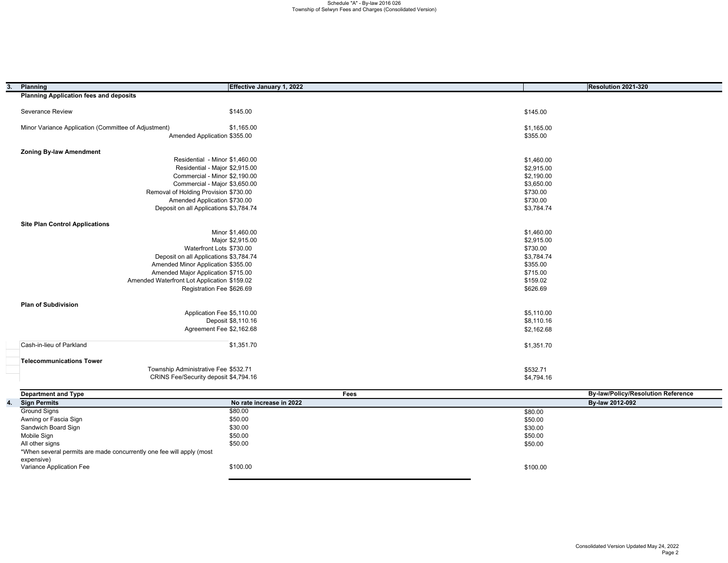| 3. | Planning | Effective January 1, 2022 | | Resolution 2021-320 |
|---|---|---|---|---|
| | **Planning Application fees and deposits** | | | |
| | Severance Review | $145.00 | $145.00 | |
| | Minor Variance Application (Committee of Adjustment) | $1,165.00 | $1,165.00 | |
| | Amended Application | $355.00 | $355.00 | |
| | **Zoning By-law Amendment** | | | |
| | Residential - Minor | $1,460.00 | $1,460.00 | |
| | Residential - Major | $2,915.00 | $2,915.00 | |
| | Commercial - Minor | $2,190.00 | $2,190.00 | |
| | Commercial - Major | $3,650.00 | $3,650.00 | |
| | Removal of Holding Provision | $730.00 | $730.00 | |
| | Amended Application | $730.00 | $730.00 | |
| | Deposit on all Applications | $3,784.74 | $3,784.74 | |
| | **Site Plan Control Applications** | | | |
| | Minor | $1,460.00 | $1,460.00 | |
| | Major | $2,915.00 | $2,915.00 | |
| | Waterfront Lots | $730.00 | $730.00 | |
| | Deposit on all Applications | $3,784.74 | $3,784.74 | |
| | Amended Minor Application | $355.00 | $355.00 | |
| | Amended Major Application | $715.00 | $715.00 | |
| | Amended Waterfront Lot Application | $159.02 | $159.02 | |
| | Registration Fee | $626.69 | $626.69 | |
| | **Plan of Subdivision** | | | |
| | Application Fee | $5,110.00 | $5,110.00 | |
| | Deposit | $8,110.16 | $8,110.16 | |
| | Agreement Fee | $2,162.68 | $2,162.68 | |
| | Cash-in-lieu of Parkland | $1,351.70 | $1,351.70 | |
| | **Telecommunications Tower** | | | |
| | Township Administrative Fee | $532.71 | $532.71 | |
| | CRINS Fee/Security deposit | $4,794.16 | $4,794.16 | |

| | Department and Type | Fees | | By-law/Policy/Resolution Reference |
|---|---|---|---|---|
| 4. | **Sign Permits** | No rate increase in 2022 | | By-law 2012-092 |
| | Ground Signs | $80.00 | $80.00 | |
| | Awning or Fascia Sign | $50.00 | $50.00 | |
| | Sandwich Board Sign | $30.00 | $30.00 | |
| | Mobile Sign | $50.00 | $50.00 | |
| | All other signs | $50.00 | $50.00 | |
| | *When several permits are made concurrently one fee will apply (most expensive) | | | |
| | Variance Application Fee | $100.00 | $100.00 | |

Consolidated Version Updated May 24, 2022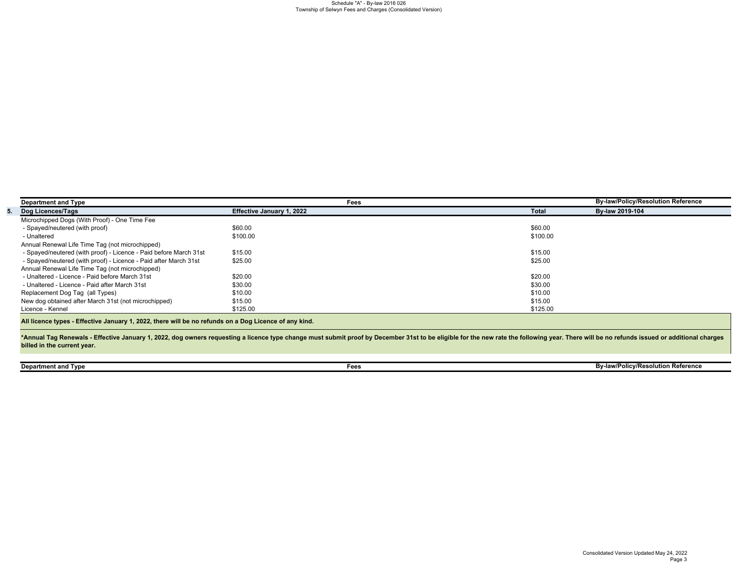| Department and Type | Fees | | By-law/Policy/Resolution Reference |
|---|---|---|---|
| **5. Dog Licences/Tags** | **Effective January 1, 2022** | **Total** | **By-law 2019-104** |
| Microchipped Dogs (With Proof) - One Time Fee | | | |
| - Spayed/neutered (with proof) | $60.00 | $60.00 | |
| - Unaltered | $100.00 | $100.00 | |
| Annual Renewal Life Time Tag (not microchipped) | | | |
| - Spayed/neutered (with proof) - Licence - Paid before March 31st | $15.00 | $15.00 | |
| - Spayed/neutered (with proof) - Licence - Paid after March 31st | $25.00 | $25.00 | |
| Annual Renewal Life Time Tag (not microchipped) | | | |
| - Unaltered - Licence - Paid before March 31st | $20.00 | $20.00 | |
| - Unaltered - Licence - Paid after March 31st | $30.00 | $30.00 | |
| Replacement Dog Tag (all Types) | $10.00 | $10.00 | |
| New dog obtained after March 31st (not microchipped) | $15.00 | $15.00 | |
| Licence - Kennel | $125.00 | $125.00 | |

**All licence types - Effective January 1, 2022, there will be no refunds on a Dog Licence of any kind.**

***Annual Tag Renewals - Effective January 1, 2022, dog owners requesting a licence type change must submit proof by December 31st to be eligible for the new rate the following year. There will be no refunds issued or additional charges billed in the current year.**

| Department and Type | Fees | By-law/Policy/Resolution Reference |
|---|---|---|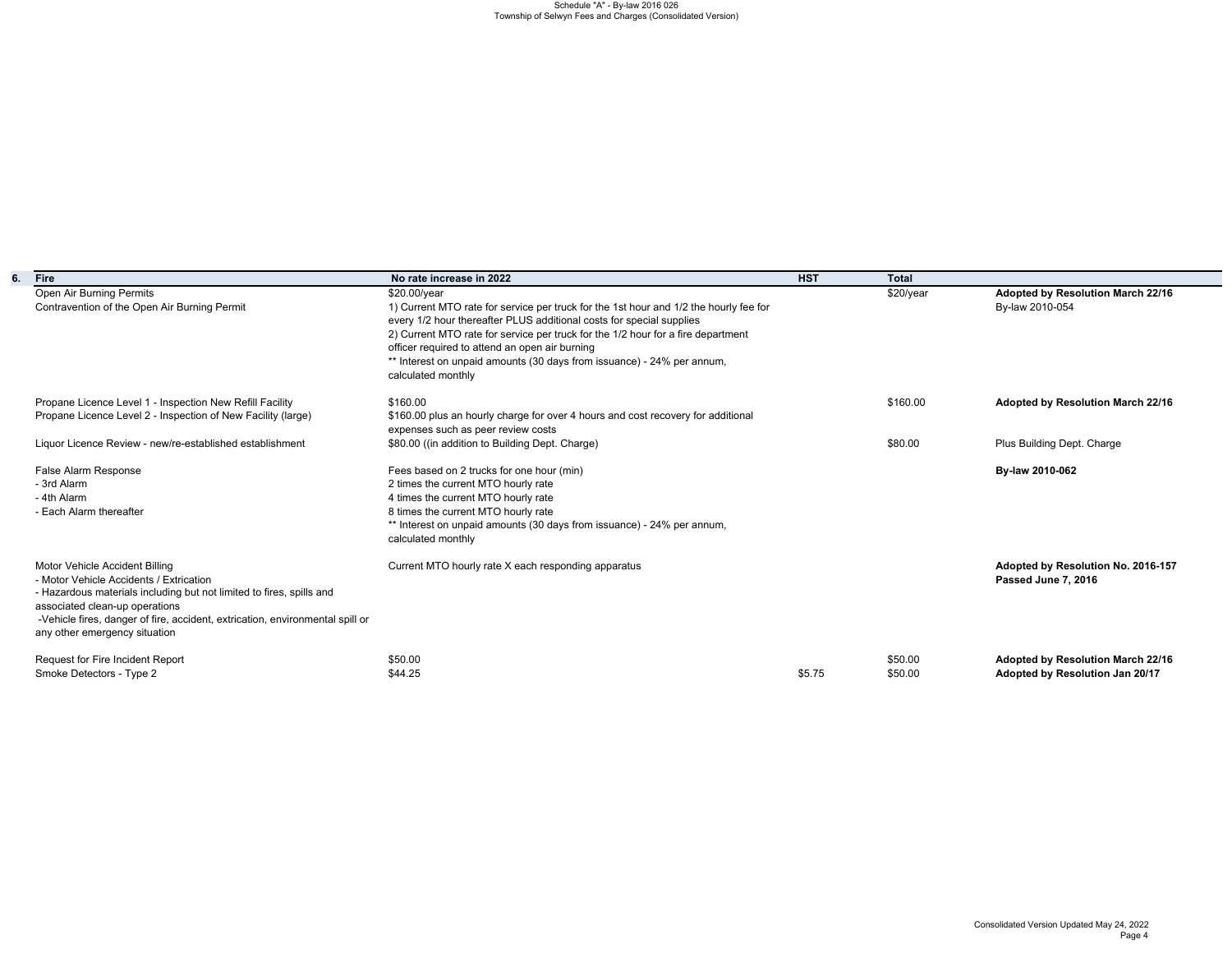| 6. | Fire | No rate increase in 2022 | HST | Total | |
|---|---|---|---|---|---|
| | Open Air Burning Permits | $20.00/year | | $20/year | **Adopted by Resolution March 22/16** |
| | Contravention of the Open Air Burning Permit | 1) Current MTO rate for service per truck for the 1st hour and 1/2 the hourly fee for every 1/2 hour thereafter PLUS additional costs for special supplies<br>2) Current MTO rate for service per truck for the 1/2 hour for a fire department officer required to attend an open air burning<br>** Interest on unpaid amounts (30 days from issuance) - 24% per annum, calculated monthly | | | By-law 2010-054 |
| | Propane Licence Level 1 - Inspection New Refill Facility | $160.00 | | $160.00 | **Adopted by Resolution March 22/16** |
| | Propane Licence Level 2 - Inspection of New Facility (large) | $160.00 plus an hourly charge for over 4 hours and cost recovery for additional expenses such as peer review costs | | | |
| | Liquor Licence Review - new/re-established establishment | $80.00 ((in addition to Building Dept. Charge) | | $80.00 | Plus Building Dept. Charge |
| | False Alarm Response<br>- 3rd Alarm<br>- 4th Alarm<br>- Each Alarm thereafter | Fees based on 2 trucks for one hour (min)<br>2 times the current MTO hourly rate<br>4 times the current MTO hourly rate<br>8 times the current MTO hourly rate<br>** Interest on unpaid amounts (30 days from issuance) - 24% per annum, calculated monthly | | | **By-law 2010-062** |
| | Motor Vehicle Accident Billing<br>- Motor Vehicle Accidents / Extrication<br>- Hazardous materials including but not limited to fires, spills and associated clean-up operations<br>-Vehicle fires, danger of fire, accident, extrication, environmental spill or any other emergency situation | Current MTO hourly rate X each responding apparatus | | | **Adopted by Resolution No. 2016-157 Passed June 7, 2016** |
| | Request for Fire Incident Report | $50.00 | | $50.00 | **Adopted by Resolution March 22/16** |
| | Smoke Detectors - Type 2 | $44.25 | $5.75 | $50.00 | **Adopted by Resolution Jan 20/17** |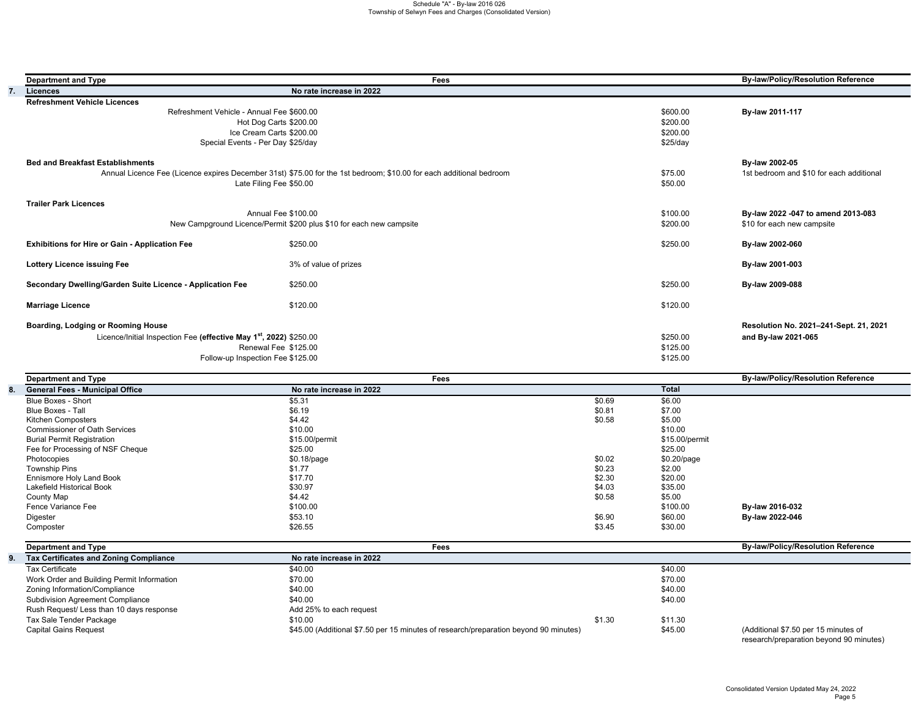| Department and Type | Fees | | | By-law/Policy/Resolution Reference |
|---|---|---|---|---|
| **7. Licences** | **No rate increase in 2022** | | | |
| **Refreshment Vehicle Licences** | | | | |
| Refreshment Vehicle - Annual Fee | $600.00 | | $600.00 | **By-law 2011-117** |
| Hot Dog Carts | $200.00 | | $200.00 | |
| Ice Cream Carts | $200.00 | | $200.00 | |
| Special Events - Per Day | $25/day | | $25/day | |
| **Bed and Breakfast Establishments** | | | | **By-law 2002-05** |
| Annual Licence Fee (Licence expires December 31st) | $75.00 for the 1st bedroom; $10.00 for each additional bedroom | | $75.00 | 1st bedroom and $10 for each additional |
| Late Filing Fee | $50.00 | | $50.00 | |
| **Trailer Park Licences** | | | | |
| Annual Fee | $100.00 | | $100.00 | **By-law 2022 -047 to amend 2013-083** |
| New Campground Licence/Permit | $200 plus $10 for each new campsite | | $200.00 | $10 for each new campsite |
| **Exhibitions for Hire or Gain - Application Fee** | $250.00 | | $250.00 | **By-law 2002-060** |
| **Lottery Licence issuing Fee** | 3% of value of prizes | | | **By-law 2001-003** |
| **Secondary Dwelling/Garden Suite Licence - Application Fee** | $250.00 | | $250.00 | **By-law 2009-088** |
| **Marriage Licence** | $120.00 | | $120.00 | |
| **Boarding, Lodging or Rooming House** | | | | **Resolution No. 2021–241-Sept. 21, 2021** |
| Licence/Initial Inspection Fee **(effective May 1st, 2022)** | $250.00 | | $250.00 | **and By-law 2021-065** |
| Renewal Fee | $125.00 | | $125.00 | |
| Follow-up Inspection Fee | $125.00 | | $125.00 | |

| Department and Type | Fees | | | By-law/Policy/Resolution Reference |
|---|---|---|---|---|
| **8. General Fees - Municipal Office** | **No rate increase in 2022** | | **Total** | |
| Blue Boxes - Short | $5.31 | $0.69 | $6.00 | |
| Blue Boxes - Tall | $6.19 | $0.81 | $7.00 | |
| Kitchen Composters | $4.42 | $0.58 | $5.00 | |
| Commissioner of Oath Services | $10.00 | | $10.00 | |
| Burial Permit Registration | $15.00/permit | | $15.00/permit | |
| Fee for Processing of NSF Cheque | $25.00 | | $25.00 | |
| Photocopies | $0.18/page | $0.02 | $0.20/page | |
| Township Pins | $1.77 | $0.23 | $2.00 | |
| Ennismore Holy Land Book | $17.70 | $2.30 | $20.00 | |
| Lakefield Historical Book | $30.97 | $4.03 | $35.00 | |
| County Map | $4.42 | $0.58 | $5.00 | |
| Fence Variance Fee | $100.00 | | $100.00 | **By-law 2016-032** |
| Digester | $53.10 | $6.90 | $60.00 | **By-law 2022-046** |
| Composter | $26.55 | $3.45 | $30.00 | |

| Department and Type | Fees | | | By-law/Policy/Resolution Reference |
|---|---|---|---|---|
| **9. Tax Certificates and Zoning Compliance** | **No rate increase in 2022** | | | |
| Tax Certificate | $40.00 | | $40.00 | |
| Work Order and Building Permit Information | $70.00 | | $70.00 | |
| Zoning Information/Compliance | $40.00 | | $40.00 | |
| Subdivision Agreement Compliance | $40.00 | | $40.00 | |
| Rush Request/ Less than 10 days response | Add 25% to each request | | | |
| Tax Sale Tender Package | $10.00 | $1.30 | $11.30 | |
| Capital Gains Request | $45.00 (Additional $7.50 per 15 minutes of research/preparation beyond 90 minutes) | | $45.00 | (Additional $7.50 per 15 minutes of research/preparation beyond 90 minutes) |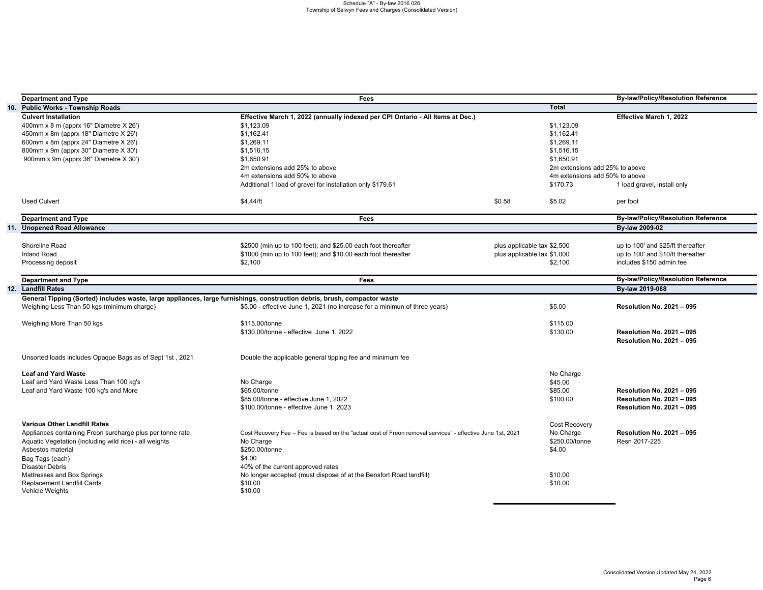| Department and Type | Fees | | | By-law/Policy/Resolution Reference |
|---|---|---|---|---|
| **10. Public Works - Township Roads** | | | **Total** | |
| **Culvert Installation** | **Effective March 1, 2022 (annually indexed per CPI Ontario - All Items at Dec.)** | | | **Effective March 1, 2022** |
| 400mm x 8 m (apprx 16" Diametre X 26') | $1,123.09 | | $1,123.09 | |
| 450mm x 8m (apprx 18" Diametre X 26') | $1,162.41 | | $1,162.41 | |
| 600mm x 8m (apprx 24" Diametre X 26') | $1,269.11 | | $1,269.11 | |
| 800mm x 9m (apprx 30" Diametre X 30') | $1,516.15 | | $1,516.15 | |
| 900mm x 9m (apprx 36" Diametre X 30') | $1,650.91 | | $1,650.91 | |
| | 2m extensions add 25% to above | | 2m extensions add 25% to above | |
| | 4m extensions add 50% to above | | 4m extensions add 50% to above | |
| | Additional 1 load of gravel for installation only $179.61 | | $170.73 | 1 load gravel, install only |
| Used Culvert | $4.44/ft | $0.58 | $5.02 | per foot |

| Department and Type | Fees | | | By-law/Policy/Resolution Reference |
|---|---|---|---|---|
| **11. Unopened Road Allowance** | | | | **By-law 2009-02** |
| Shoreline Road | $2500 (min up to 100 feet); and $25.00 each foot thereafter | plus applicable tax | $2,500 | up to 100' and $25/ft thereafter |
| Inland Road | $1000 (min up to 100 feet); and $10.00 each foot thereafter | plus applicable tax | $1,000 | up to 100' and $10/ft thereafter |
| Processing deposit | $2,100 | | $2,100 | includes $150 admin fee |

| Department and Type | Fees | | By-law/Policy/Resolution Reference |
|---|---|---|---|
| **12. Landfill Rates** | | | **By-law 2019-088** |
| **General Tipping (Sorted) includes waste, large appliances, large furnishings, construction debris, brush, compactor waste** | | | |
| Weighing Less Than 50 kgs (minimum charge) | $5.00 - effective June 1, 2021 (no increase for a minimun of three years) | $5.00 | **Resolution No. 2021 – 095** |
| Weighing More Than 50 kgs | $115.00/tonne | $115.00 | |
| | $130.00/tonne - effective June 1, 2022 | $130.00 | **Resolution No. 2021 – 095** |
| | | | **Resolution No. 2021 – 095** |
| Unsorted loads includes Opaque Bags as of Sept 1st , 2021 | Double the applicable general tipping fee and minimum fee | | |
| **Leaf and Yard Waste** | | No Charge | |
| Leaf and Yard Waste Less Than 100 kg's | No Charge | $45.00 | |
| Leaf and Yard Waste 100 kg's and More | $65.00/tonne | $85.00 | **Resolution No. 2021 – 095** |
| | $85.00/tonne - effective June 1, 2022 | $100.00 | **Resolution No. 2021 – 095** |
| | $100.00/tonne - effective June 1, 2023 | | **Resolution No. 2021 – 095** |
| **Various Other Landfill Rates** | | Cost Recovery | |
| Appliances containing Freon surcharge plus per tonne rate | Cost Recovery Fee – Fee is based on the "actual cost of Freon removal services" - effective June 1st, 2021 | No Charge | **Resolution No. 2021 – 095** |
| Aquatic Vegetation (including wild rice) - all weights | No Charge | $250.00/tonne | Resn 2017-225 |
| Asbestos material | $250.00/tonne | $4.00 | |
| Bag Tags (each) | $4.00 | | |
| Disaster Debris | 40% of the current approved rates | | |
| Mattresses and Box Springs | No longer accepted (must dispose of at the Bensfort Road landfill) | $10.00 | |
| Replacement Landfill Cards | $10.00 | $10.00 | |
| Vehicle Weights | $10.00 | | |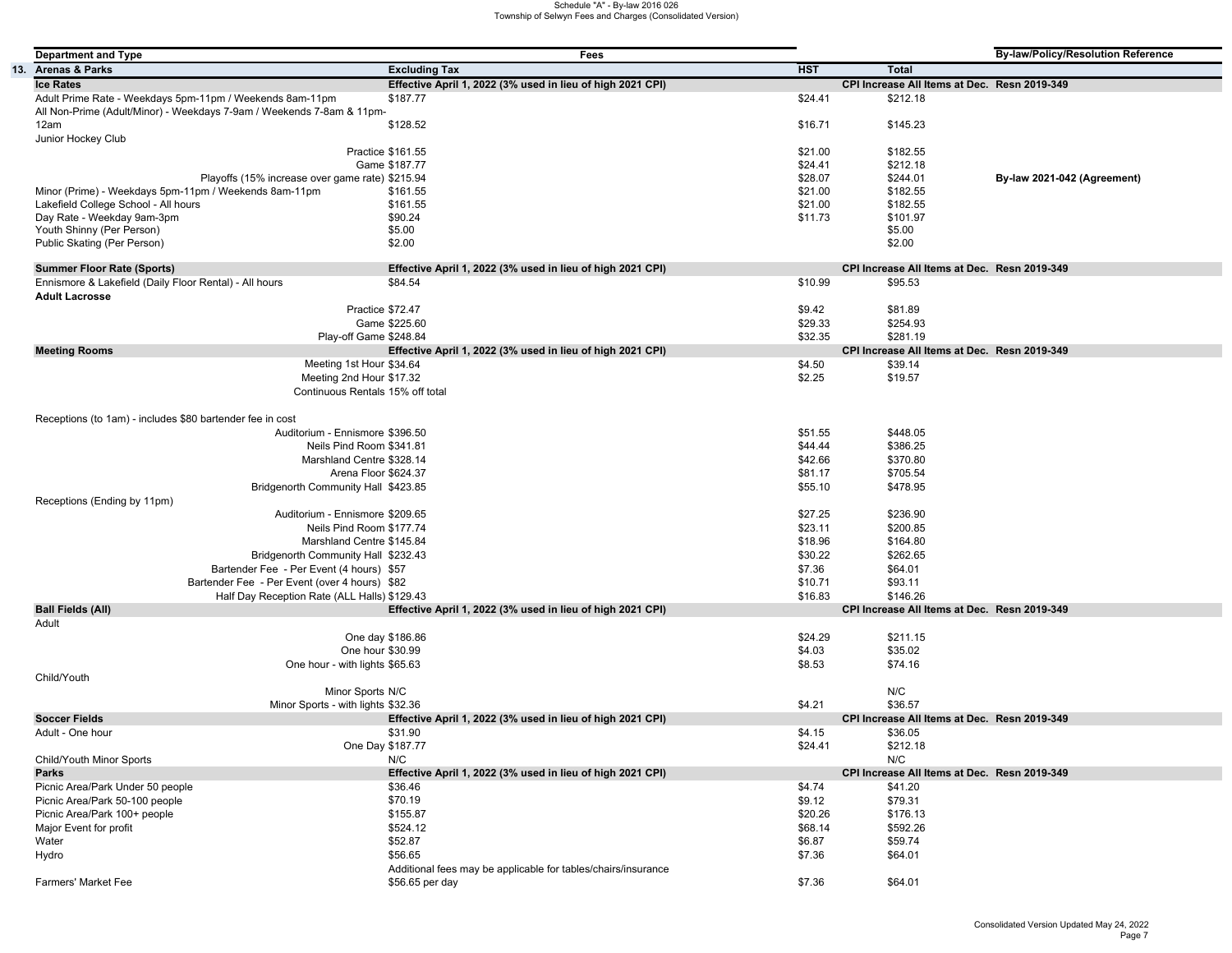| Department and Type | Fees | | | By-law/Policy/Resolution Reference |
|---|---|---|---|---|
| **13. Arenas & Parks** | **Excluding Tax** | **HST** | **Total** | |
| **Ice Rates** | **Effective April 1, 2022 (3% used in lieu of high 2021 CPI)** | | **CPI Increase All Items at Dec. Resn 2019-349** | |
| Adult Prime Rate - Weekdays 5pm-11pm / Weekends 8am-11pm | $187.77 | $24.41 | $212.18 | |
| All Non-Prime (Adult/Minor) - Weekdays 7-9am / Weekends 7-8am & 11pm-12am | $128.52 | $16.71 | $145.23 | |
| Junior Hockey Club | | | | |
| Practice | $161.55 | $21.00 | $182.55 | |
| Game | $187.77 | $24.41 | $212.18 | |
| Playoffs (15% increase over game rate) | $215.94 | $28.07 | $244.01 | By-law 2021-042 (Agreement) |
| Minor (Prime) - Weekdays 5pm-11pm / Weekends 8am-11pm | $161.55 | $21.00 | $182.55 | |
| Lakefield College School - All hours | $161.55 | $21.00 | $182.55 | |
| Day Rate - Weekday 9am-3pm | $90.24 | $11.73 | $101.97 | |
| Youth Shinny (Per Person) | $5.00 | | $5.00 | |
| Public Skating (Per Person) | $2.00 | | $2.00 | |
| **Summer Floor Rate (Sports)** | **Effective April 1, 2022 (3% used in lieu of high 2021 CPI)** | | **CPI Increase All Items at Dec. Resn 2019-349** | |
| Ennismore & Lakefield (Daily Floor Rental) - All hours | $84.54 | $10.99 | $95.53 | |
| **Adult Lacrosse** | | | | |
| Practice | $72.47 | $9.42 | $81.89 | |
| Game | $225.60 | $29.33 | $254.93 | |
| Play-off Game | $248.84 | $32.35 | $281.19 | |
| **Meeting Rooms** | **Effective April 1, 2022 (3% used in lieu of high 2021 CPI)** | | **CPI Increase All Items at Dec. Resn 2019-349** | |
| Meeting 1st Hour | $34.64 | $4.50 | $39.14 | |
| Meeting 2nd Hour | $17.32 | $2.25 | $19.57 | |
| Continuous Rentals | 15% off total | | | |
| Receptions (to 1am) - includes $80 bartender fee in cost | | | | |
| Auditorium - Ennismore | $396.50 | $51.55 | $448.05 | |
| Neils Pind Room | $341.81 | $44.44 | $386.25 | |
| Marshland Centre | $328.14 | $42.66 | $370.80 | |
| Arena Floor | $624.37 | $81.17 | $705.54 | |
| Bridgenorth Community Hall | $423.85 | $55.10 | $478.95 | |
| Receptions (Ending by 11pm) | | | | |
| Auditorium - Ennismore | $209.65 | $27.25 | $236.90 | |
| Neils Pind Room | $177.74 | $23.11 | $200.85 | |
| Marshland Centre | $145.84 | $18.96 | $164.80 | |
| Bridgenorth Community Hall | $232.43 | $30.22 | $262.65 | |
| Bartender Fee - Per Event (4 hours) | $57 | $7.36 | $64.01 | |
| Bartender Fee - Per Event (over 4 hours) | $82 | $10.71 | $93.11 | |
| Half Day Reception Rate (ALL Halls) | $129.43 | $16.83 | $146.26 | |
| **Ball Fields (All)** | **Effective April 1, 2022 (3% used in lieu of high 2021 CPI)** | | **CPI Increase All Items at Dec. Resn 2019-349** | |
| Adult | | | | |
| One day | $186.86 | $24.29 | $211.15 | |
| One hour | $30.99 | $4.03 | $35.02 | |
| One hour - with lights | $65.63 | $8.53 | $74.16 | |
| Child/Youth | | | | |
| Minor Sports | N/C | | N/C | |
| Minor Sports - with lights | $32.36 | $4.21 | $36.57 | |
| **Soccer Fields** | **Effective April 1, 2022 (3% used in lieu of high 2021 CPI)** | | **CPI Increase All Items at Dec. Resn 2019-349** | |
| Adult - One hour | $31.90 | $4.15 | $36.05 | |
| One Day | $187.77 | $24.41 | $212.18 | |
| Child/Youth Minor Sports | N/C | | N/C | |
| **Parks** | **Effective April 1, 2022 (3% used in lieu of high 2021 CPI)** | | **CPI Increase All Items at Dec. Resn 2019-349** | |
| Picnic Area/Park Under 50 people | $36.46 | $4.74 | $41.20 | |
| Picnic Area/Park 50-100 people | $70.19 | $9.12 | $79.31 | |
| Picnic Area/Park 100+ people | $155.87 | $20.26 | $176.13 | |
| Major Event for profit | $524.12 | $68.14 | $592.26 | |
| Water | $52.87 | $6.87 | $59.74 | |
| Hydro | $56.65 | $7.36 | $64.01 | |
| | Additional fees may be applicable for tables/chairs/insurance | | | |
| Farmers' Market Fee | $56.65 per day | $7.36 | $64.01 | |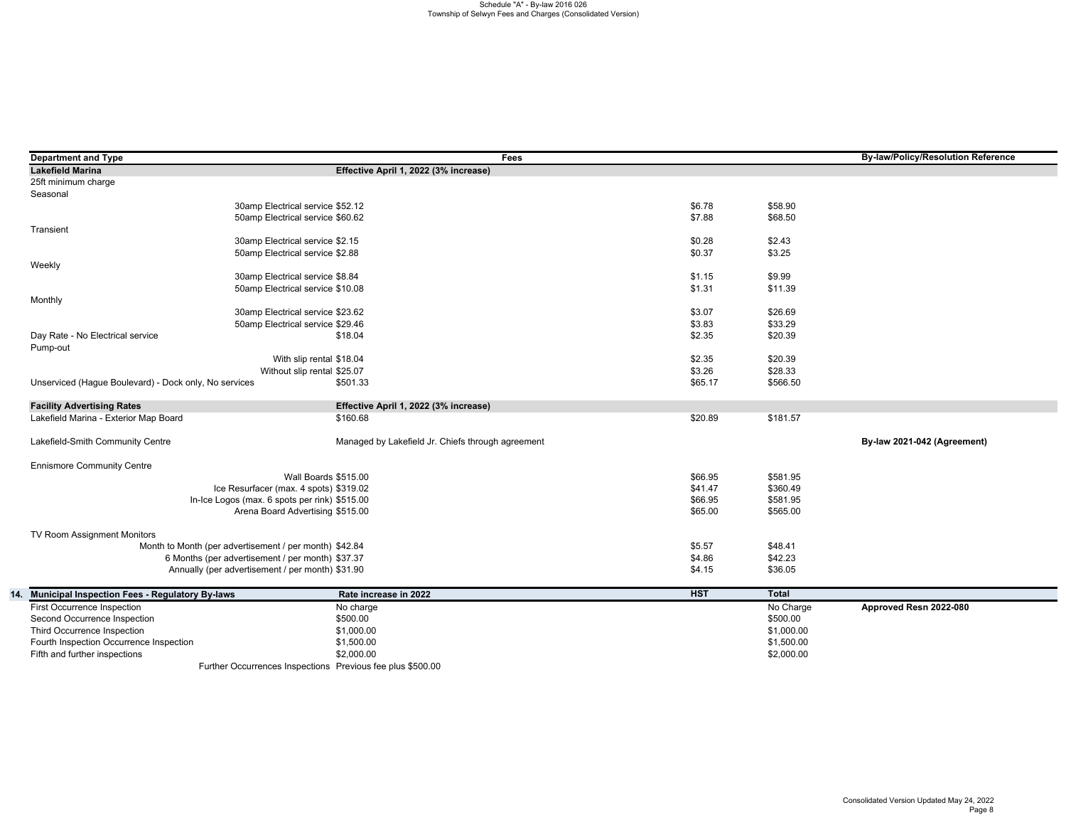| Department and Type | Fees | | | By-law/Policy/Resolution Reference |
|---|---|---|---|---|
| **Lakefield Marina** | **Effective April 1, 2022 (3% increase)** | | | |
| 25ft minimum charge | | | | |
| Seasonal | | | | |
| 30amp Electrical service | $52.12 | $6.78 | $58.90 | |
| 50amp Electrical service | $60.62 | $7.88 | $68.50 | |
| Transient | | | | |
| 30amp Electrical service | $2.15 | $0.28 | $2.43 | |
| 50amp Electrical service | $2.88 | $0.37 | $3.25 | |
| Weekly | | | | |
| 30amp Electrical service | $8.84 | $1.15 | $9.99 | |
| 50amp Electrical service | $10.08 | $1.31 | $11.39 | |
| Monthly | | | | |
| 30amp Electrical service | $23.62 | $3.07 | $26.69 | |
| 50amp Electrical service | $29.46 | $3.83 | $33.29 | |
| Day Rate - No Electrical service | $18.04 | $2.35 | $20.39 | |
| Pump-out | | | | |
| With slip rental | $18.04 | $2.35 | $20.39 | |
| Without slip rental | $25.07 | $3.26 | $28.33 | |
| Unserviced (Hague Boulevard) - Dock only, No services | $501.33 | $65.17 | $566.50 | |
| | | | | |
| **Facility Advertising Rates** | **Effective April 1, 2022 (3% increase)** | | | |
| Lakefield Marina - Exterior Map Board | $160.68 | $20.89 | $181.57 | |
| Lakefield-Smith Community Centre | Managed by Lakefield Jr. Chiefs through agreement | | | **By-law 2021-042 (Agreement)** |
| Ennismore Community Centre | | | | |
| Wall Boards | $515.00 | $66.95 | $581.95 | |
| Ice Resurfacer (max. 4 spots) | $319.02 | $41.47 | $360.49 | |
| In-Ice Logos (max. 6 spots per rink) | $515.00 | $66.95 | $581.95 | |
| Arena Board Advertising | $515.00 | $65.00 | $565.00 | |
| TV Room Assignment Monitors | | | | |
| Month to Month (per advertisement / per month) | $42.84 | $5.57 | $48.41 | |
| 6 Months (per advertisement / per month) | $37.37 | $4.86 | $42.23 | |
| Annually (per advertisement / per month) | $31.90 | $4.15 | $36.05 | |

| 14. Municipal Inspection Fees - Regulatory By-laws | Rate increase in 2022 | HST | Total | |
|---|---|---|---|---|
| First Occurrence Inspection | No charge | | No Charge | **Approved Resn 2022-080** |
| Second Occurrence Inspection | $500.00 | | $500.00 | |
| Third Occurrence Inspection | $1,000.00 | | $1,000.00 | |
| Fourth Inspection Occurrence Inspection | $1,500.00 | | $1,500.00 | |
| Fifth and further inspections | $2,000.00 | | $2,000.00 | |
| Further Occurrences Inspections | Previous fee plus $500.00 | | | |

Consolidated Version Updated May 24, 2022